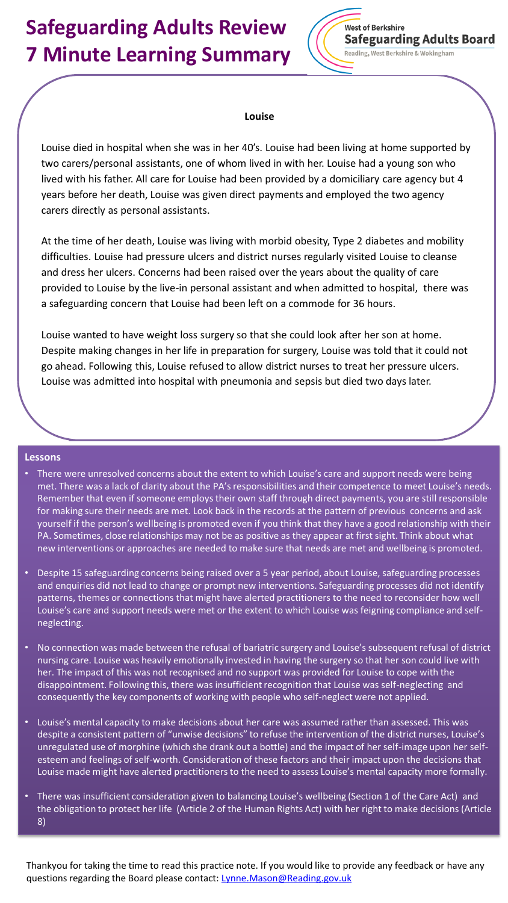# Safeguarding Adults Review 7 Minute Learning Summary

West of Berkshire
**Safeguarding Adults Board**
Reading, West Berkshire & Wokingham

### Louise

Louise died in hospital when she was in her 40's. Louise had been living at home supported by two carers/personal assistants, one of whom lived in with her. Louise had a young son who lived with his father. All care for Louise had been provided by a domiciliary care agency but 4 years before her death, Louise was given direct payments and employed the two agency carers directly as personal assistants.

At the time of her death, Louise was living with morbid obesity, Type 2 diabetes and mobility difficulties. Louise had pressure ulcers and district nurses regularly visited Louise to cleanse and dress her ulcers. Concerns had been raised over the years about the quality of care provided to Louise by the live-in personal assistant and when admitted to hospital, there was a safeguarding concern that Louise had been left on a commode for 36 hours.

Louise wanted to have weight loss surgery so that she could look after her son at home. Despite making changes in her life in preparation for surgery, Louise was told that it could not go ahead. Following this, Louise refused to allow district nurses to treat her pressure ulcers. Louise was admitted into hospital with pneumonia and sepsis but died two days later.

### Lessons

- There were unresolved concerns about the extent to which Louise's care and support needs were being met. There was a lack of clarity about the PA's responsibilities and their competence to meet Louise's needs. Remember that even if someone employs their own staff through direct payments, you are still responsible for making sure their needs are met. Look back in the records at the pattern of previous concerns and ask yourself if the person's wellbeing is promoted even if you think that they have a good relationship with their PA. Sometimes, close relationships may not be as positive as they appear at first sight. Think about what new interventions or approaches are needed to make sure that needs are met and wellbeing is promoted.
- Despite 15 safeguarding concerns being raised over a 5 year period, about Louise, safeguarding processes and enquiries did not lead to change or prompt new interventions. Safeguarding processes did not identify patterns, themes or connections that might have alerted practitioners to the need to reconsider how well Louise's care and support needs were met or the extent to which Louise was feigning compliance and self-neglecting.
- No connection was made between the refusal of bariatric surgery and Louise's subsequent refusal of district nursing care. Louise was heavily emotionally invested in having the surgery so that her son could live with her. The impact of this was not recognised and no support was provided for Louise to cope with the disappointment. Following this, there was insufficient recognition that Louise was self-neglecting and consequently the key components of working with people who self-neglect were not applied.
- Louise's mental capacity to make decisions about her care was assumed rather than assessed. This was despite a consistent pattern of "unwise decisions" to refuse the intervention of the district nurses, Louise's unregulated use of morphine (which she drank out a bottle) and the impact of her self-image upon her self-esteem and feelings of self-worth. Consideration of these factors and their impact upon the decisions that Louise made might have alerted practitioners to the need to assess Louise's mental capacity more formally.
- There was insufficient consideration given to balancing Louise's wellbeing (Section 1 of the Care Act) and the obligation to protect her life (Article 2 of the Human Rights Act) with her right to make decisions (Article 8)

Thankyou for taking the time to read this practice note. If you would like to provide any feedback or have any questions regarding the Board please contact: Lynne.Mason@Reading.gov.uk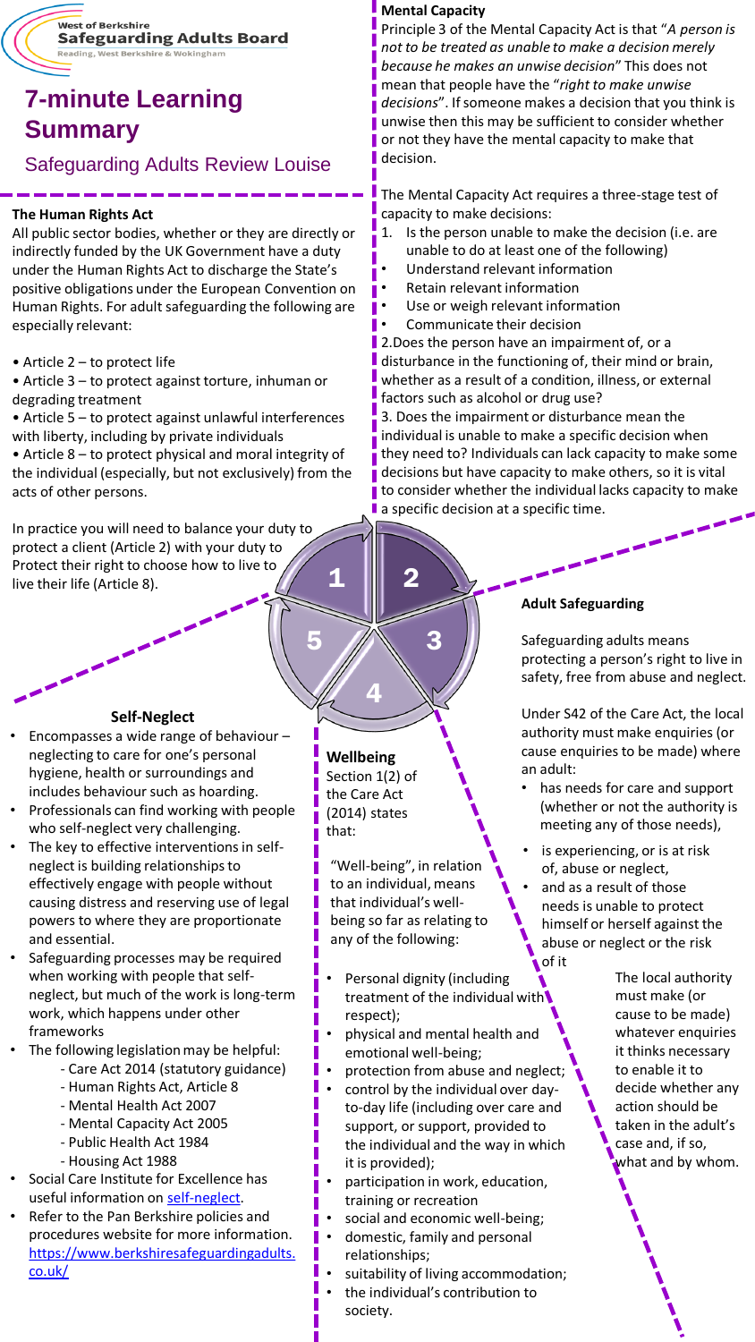West of Berkshire
**Safeguarding Adults Board**
Reading, West Berkshire & Wokingham

# 7-minute Learning Summary

## Safeguarding Adults Review Louise

### The Human Rights Act

All public sector bodies, whether or they are directly or indirectly funded by the UK Government have a duty under the Human Rights Act to discharge the State's positive obligations under the European Convention on Human Rights. For adult safeguarding the following are especially relevant:

- Article 2 – to protect life
- Article 3 – to protect against torture, inhuman or degrading treatment
- Article 5 – to protect against unlawful interferences with liberty, including by private individuals
- Article 8 – to protect physical and moral integrity of the individual (especially, but not exclusively) from the acts of other persons.

In practice you will need to balance your duty to protect a client (Article 2) with your duty to Protect their right to choose how to live to live their life (Article 8).

### Mental Capacity

Principle 3 of the Mental Capacity Act is that "*A person is not to be treated as unable to make a decision merely because he makes an unwise decision*" This does not mean that people have the "*right to make unwise decisions*". If someone makes a decision that you think is unwise then this may be sufficient to consider whether or not they have the mental capacity to make that decision.

The Mental Capacity Act requires a three-stage test of capacity to make decisions:

1. Is the person unable to make the decision (i.e. are unable to do at least one of the following)
   - Understand relevant information
   - Retain relevant information
   - Use or weigh relevant information
   - Communicate their decision

2. Does the person have an impairment of, or a disturbance in the functioning of, their mind or brain, whether as a result of a condition, illness, or external factors such as alcohol or drug use?

3. Does the impairment or disturbance mean the individual is unable to make a specific decision when they need to? Individuals can lack capacity to make some decisions but have capacity to make others, so it is vital to consider whether the individual lacks capacity to make a specific decision at a specific time.

1 2 3 4 5

### Adult Safeguarding

Safeguarding adults means protecting a person's right to live in safety, free from abuse and neglect.

Under S42 of the Care Act, the local authority must make enquiries (or cause enquiries to be made) where an adult:

- has needs for care and support (whether or not the authority is meeting any of those needs),
- is experiencing, or is at risk of, abuse or neglect,
- and as a result of those needs is unable to protect himself or herself against the abuse or neglect or the risk of it

The local authority must make (or cause to be made) whatever enquiries it thinks necessary to enable it to decide whether any action should be taken in the adult's case and, if so, what and by whom.

### Wellbeing

Section 1(2) of the Care Act (2014) states that:

"Well-being", in relation to an individual, means that individual's well-being so far as relating to any of the following:

- Personal dignity (including treatment of the individual with respect);
- physical and mental health and emotional well-being;
- protection from abuse and neglect;
- control by the individual over day-to-day life (including over care and support, or support, provided to the individual and the way in which it is provided);
- participation in work, education, training or recreation
- social and economic well-being;
- domestic, family and personal relationships;
- suitability of living accommodation;
- the individual's contribution to society.

### Self-Neglect

- Encompasses a wide range of behaviour – neglecting to care for one's personal hygiene, health or surroundings and includes behaviour such as hoarding.
- Professionals can find working with people who self-neglect very challenging.
- The key to effective interventions in self-neglect is building relationships to effectively engage with people without causing distress and reserving use of legal powers to where they are proportionate and essential.
- Safeguarding processes may be required when working with people that self-neglect, but much of the work is long-term work, which happens under other frameworks
- The following legislation may be helpful:
  - Care Act 2014 (statutory guidance)
  - Human Rights Act, Article 8
  - Mental Health Act 2007
  - Mental Capacity Act 2005
  - Public Health Act 1984
  - Housing Act 1988
- Social Care Institute for Excellence has useful information on self-neglect.
- Refer to the Pan Berkshire policies and procedures website for more information. https://www.berkshiresafeguardingadults.co.uk/